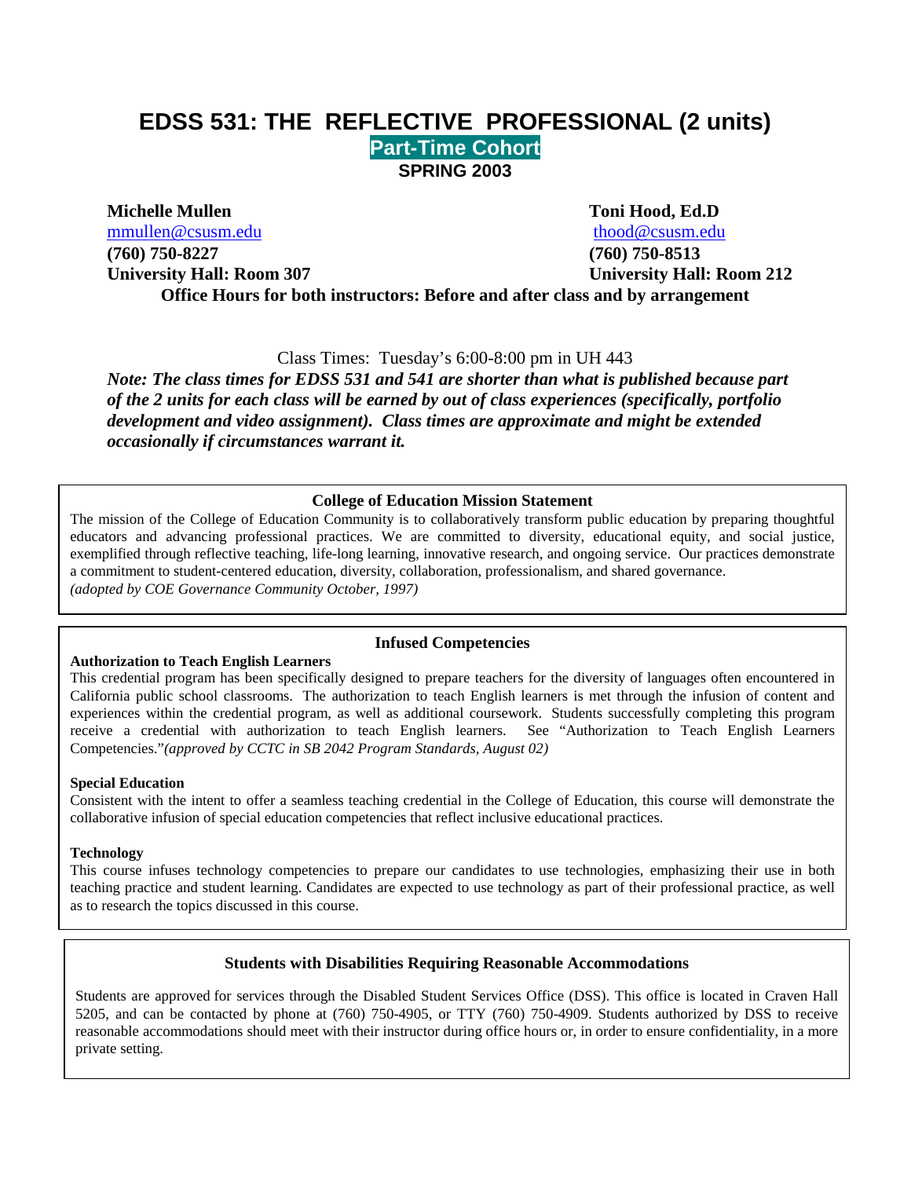# EDSS 531: THE REFLECTIVE PROFESSIONAL (2 units)

## Part-Time Cohort

## SPRING 2003

**Michelle Mullen**
mmullen@csusm.edu
**(760) 750-8227**
**University Hall: Room 307**

**Toni Hood, Ed.D**
thood@csusm.edu
**(760) 750-8513**
**University Hall: Room 212**

**Office Hours for both instructors: Before and after class and by arrangement**

Class Times: Tuesday's 6:00-8:00 pm in UH 443

***Note: The class times for EDSS 531 and 541 are shorter than what is published because part of the 2 units for each class will be earned by out of class experiences (specifically, portfolio development and video assignment). Class times are approximate and might be extended occasionally if circumstances warrant it.***

### College of Education Mission Statement

The mission of the College of Education Community is to collaboratively transform public education by preparing thoughtful educators and advancing professional practices. We are committed to diversity, educational equity, and social justice, exemplified through reflective teaching, life-long learning, innovative research, and ongoing service. Our practices demonstrate a commitment to student-centered education, diversity, collaboration, professionalism, and shared governance.
*(adopted by COE Governance Community October, 1997)*

### Infused Competencies

**Authorization to Teach English Learners**

This credential program has been specifically designed to prepare teachers for the diversity of languages often encountered in California public school classrooms. The authorization to teach English learners is met through the infusion of content and experiences within the credential program, as well as additional coursework. Students successfully completing this program receive a credential with authorization to teach English learners. See "Authorization to Teach English Learners Competencies."*(approved by CCTC in SB 2042 Program Standards, August 02)*

**Special Education**

Consistent with the intent to offer a seamless teaching credential in the College of Education, this course will demonstrate the collaborative infusion of special education competencies that reflect inclusive educational practices.

**Technology**

This course infuses technology competencies to prepare our candidates to use technologies, emphasizing their use in both teaching practice and student learning. Candidates are expected to use technology as part of their professional practice, as well as to research the topics discussed in this course.

### Students with Disabilities Requiring Reasonable Accommodations

Students are approved for services through the Disabled Student Services Office (DSS). This office is located in Craven Hall 5205, and can be contacted by phone at (760) 750-4905, or TTY (760) 750-4909. Students authorized by DSS to receive reasonable accommodations should meet with their instructor during office hours or, in order to ensure confidentiality, in a more private setting.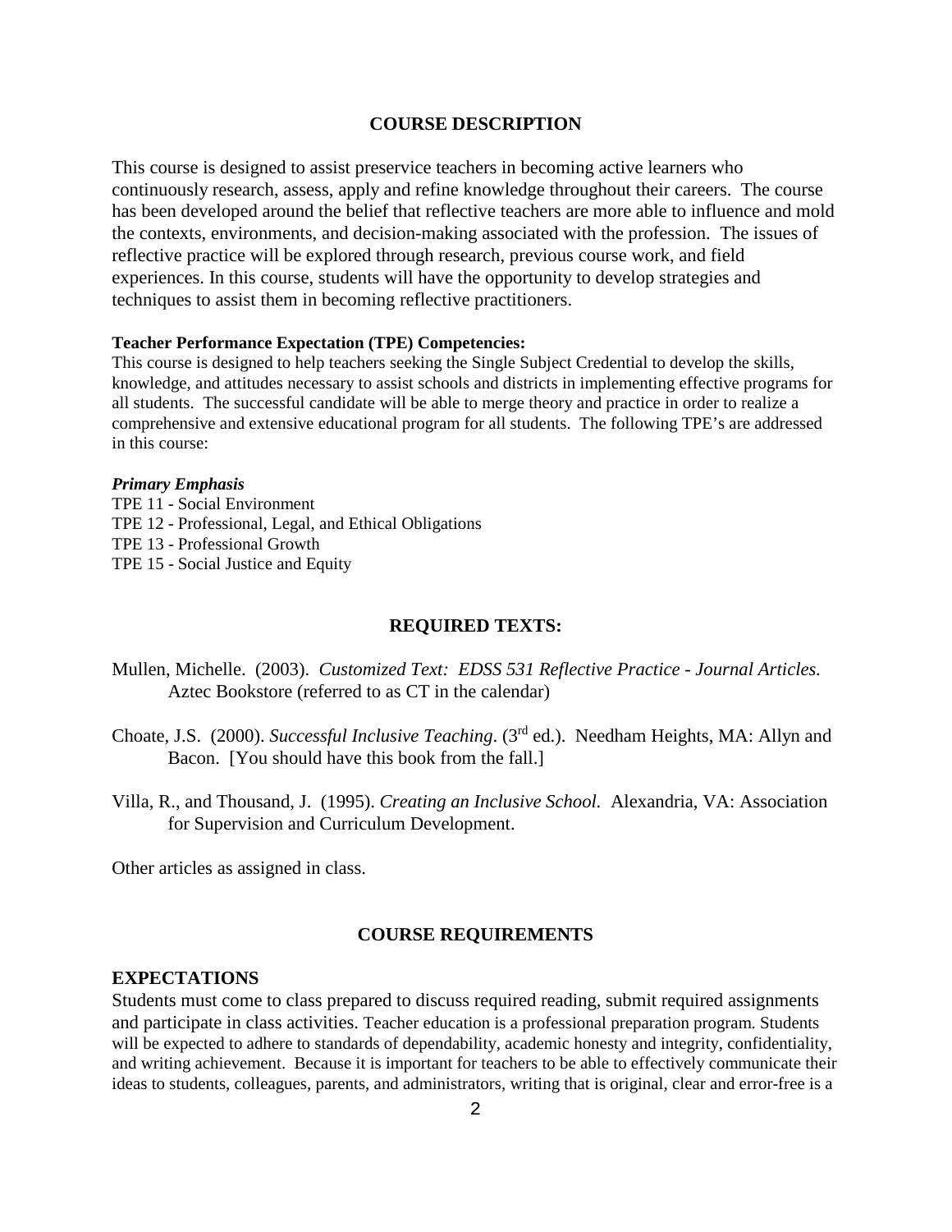## COURSE DESCRIPTION

This course is designed to assist preservice teachers in becoming active learners who continuously research, assess, apply and refine knowledge throughout their careers. The course has been developed around the belief that reflective teachers are more able to influence and mold the contexts, environments, and decision-making associated with the profession. The issues of reflective practice will be explored through research, previous course work, and field experiences. In this course, students will have the opportunity to develop strategies and techniques to assist them in becoming reflective practitioners.

**Teacher Performance Expectation (TPE) Competencies:**

This course is designed to help teachers seeking the Single Subject Credential to develop the skills, knowledge, and attitudes necessary to assist schools and districts in implementing effective programs for all students. The successful candidate will be able to merge theory and practice in order to realize a comprehensive and extensive educational program for all students. The following TPE's are addressed in this course:

***Primary Emphasis***

TPE 11 - Social Environment
TPE 12 - Professional, Legal, and Ethical Obligations
TPE 13 - Professional Growth
TPE 15 - Social Justice and Equity

## REQUIRED TEXTS:

Mullen, Michelle. (2003). *Customized Text: EDSS 531 Reflective Practice - Journal Articles.* Aztec Bookstore (referred to as CT in the calendar)

Choate, J.S. (2000). *Successful Inclusive Teaching*. (3rd ed.). Needham Heights, MA: Allyn and Bacon. [You should have this book from the fall.]

Villa, R., and Thousand, J. (1995). *Creating an Inclusive School.* Alexandria, VA: Association for Supervision and Curriculum Development.

Other articles as assigned in class.

## COURSE REQUIREMENTS

### EXPECTATIONS

Students must come to class prepared to discuss required reading, submit required assignments and participate in class activities. Teacher education is a professional preparation program. Students will be expected to adhere to standards of dependability, academic honesty and integrity, confidentiality, and writing achievement. Because it is important for teachers to be able to effectively communicate their ideas to students, colleagues, parents, and administrators, writing that is original, clear and error-free is a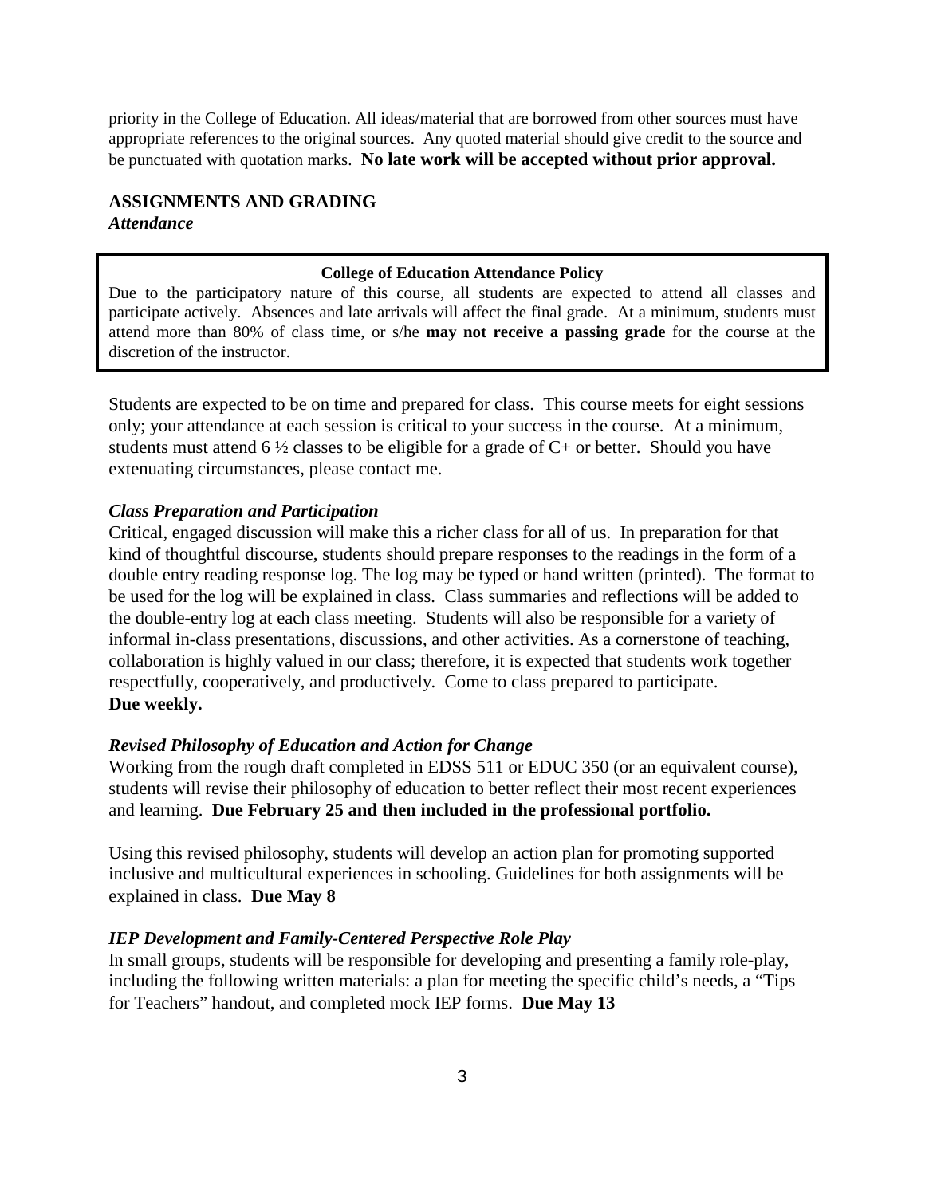priority in the College of Education. All ideas/material that are borrowed from other sources must have appropriate references to the original sources. Any quoted material should give credit to the source and be punctuated with quotation marks. **No late work will be accepted without prior approval.**

## ASSIGNMENTS AND GRADING

***Attendance***

> **College of Education Attendance Policy**
>
> Due to the participatory nature of this course, all students are expected to attend all classes and participate actively. Absences and late arrivals will affect the final grade. At a minimum, students must attend more than 80% of class time, or s/he **may not receive a passing grade** for the course at the discretion of the instructor.

Students are expected to be on time and prepared for class. This course meets for eight sessions only; your attendance at each session is critical to your success in the course. At a minimum, students must attend 6 ½ classes to be eligible for a grade of C+ or better. Should you have extenuating circumstances, please contact me.

***Class Preparation and Participation***

Critical, engaged discussion will make this a richer class for all of us. In preparation for that kind of thoughtful discourse, students should prepare responses to the readings in the form of a double entry reading response log. The log may be typed or hand written (printed). The format to be used for the log will be explained in class. Class summaries and reflections will be added to the double-entry log at each class meeting. Students will also be responsible for a variety of informal in-class presentations, discussions, and other activities. As a cornerstone of teaching, collaboration is highly valued in our class; therefore, it is expected that students work together respectfully, cooperatively, and productively. Come to class prepared to participate.
**Due weekly.**

***Revised Philosophy of Education and Action for Change***

Working from the rough draft completed in EDSS 511 or EDUC 350 (or an equivalent course), students will revise their philosophy of education to better reflect their most recent experiences and learning. **Due February 25 and then included in the professional portfolio.**

Using this revised philosophy, students will develop an action plan for promoting supported inclusive and multicultural experiences in schooling. Guidelines for both assignments will be explained in class. **Due May 8**

***IEP Development and Family-Centered Perspective Role Play***

In small groups, students will be responsible for developing and presenting a family role-play, including the following written materials: a plan for meeting the specific child's needs, a "Tips for Teachers" handout, and completed mock IEP forms. **Due May 13**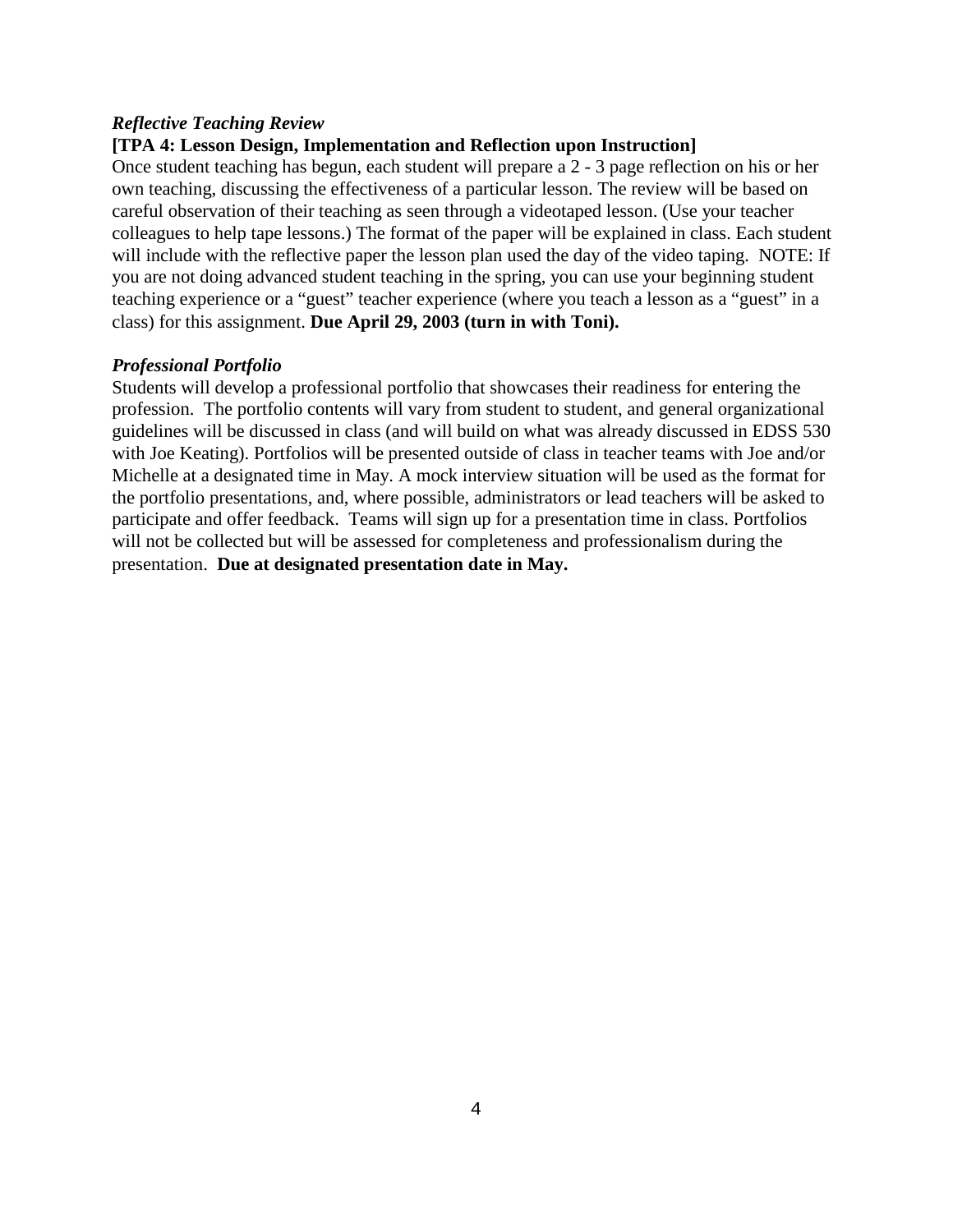***Reflective Teaching Review***

**[TPA 4: Lesson Design, Implementation and Reflection upon Instruction]**

Once student teaching has begun, each student will prepare a 2 - 3 page reflection on his or her own teaching, discussing the effectiveness of a particular lesson. The review will be based on careful observation of their teaching as seen through a videotaped lesson. (Use your teacher colleagues to help tape lessons.) The format of the paper will be explained in class. Each student will include with the reflective paper the lesson plan used the day of the video taping. NOTE: If you are not doing advanced student teaching in the spring, you can use your beginning student teaching experience or a "guest" teacher experience (where you teach a lesson as a "guest" in a class) for this assignment. **Due April 29, 2003 (turn in with Toni).**

***Professional Portfolio***

Students will develop a professional portfolio that showcases their readiness for entering the profession. The portfolio contents will vary from student to student, and general organizational guidelines will be discussed in class (and will build on what was already discussed in EDSS 530 with Joe Keating). Portfolios will be presented outside of class in teacher teams with Joe and/or Michelle at a designated time in May. A mock interview situation will be used as the format for the portfolio presentations, and, where possible, administrators or lead teachers will be asked to participate and offer feedback. Teams will sign up for a presentation time in class. Portfolios will not be collected but will be assessed for completeness and professionalism during the presentation. **Due at designated presentation date in May.**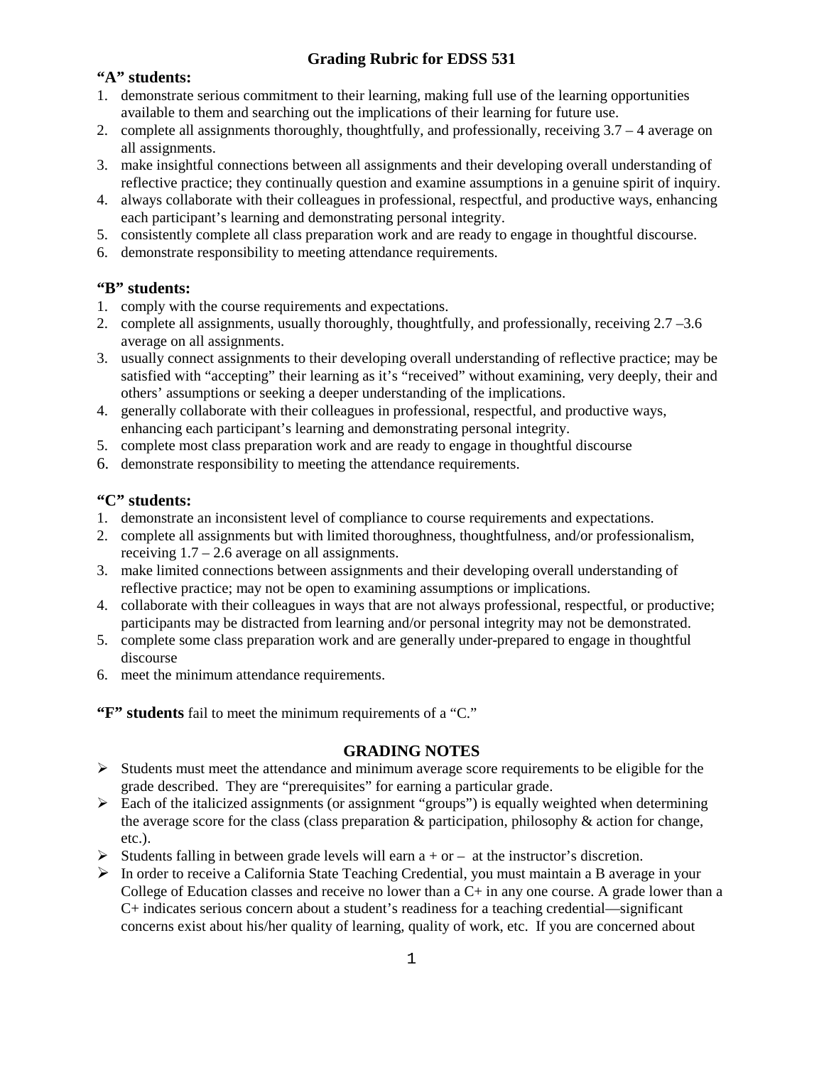# Grading Rubric for EDSS 531

### "A" students:

1. demonstrate serious commitment to their learning, making full use of the learning opportunities available to them and searching out the implications of their learning for future use.
2. complete all assignments thoroughly, thoughtfully, and professionally, receiving 3.7 – 4 average on all assignments.
3. make insightful connections between all assignments and their developing overall understanding of reflective practice; they continually question and examine assumptions in a genuine spirit of inquiry.
4. always collaborate with their colleagues in professional, respectful, and productive ways, enhancing each participant's learning and demonstrating personal integrity.
5. consistently complete all class preparation work and are ready to engage in thoughtful discourse.
6. demonstrate responsibility to meeting attendance requirements.

### "B" students:

1. comply with the course requirements and expectations.
2. complete all assignments, usually thoroughly, thoughtfully, and professionally, receiving 2.7 –3.6 average on all assignments.
3. usually connect assignments to their developing overall understanding of reflective practice; may be satisfied with "accepting" their learning as it's "received" without examining, very deeply, their and others' assumptions or seeking a deeper understanding of the implications.
4. generally collaborate with their colleagues in professional, respectful, and productive ways, enhancing each participant's learning and demonstrating personal integrity.
5. complete most class preparation work and are ready to engage in thoughtful discourse
6. demonstrate responsibility to meeting the attendance requirements.

### "C" students:

1. demonstrate an inconsistent level of compliance to course requirements and expectations.
2. complete all assignments but with limited thoroughness, thoughtfulness, and/or professionalism, receiving 1.7 – 2.6 average on all assignments.
3. make limited connections between assignments and their developing overall understanding of reflective practice; may not be open to examining assumptions or implications.
4. collaborate with their colleagues in ways that are not always professional, respectful, or productive; participants may be distracted from learning and/or personal integrity may not be demonstrated.
5. complete some class preparation work and are generally under-prepared to engage in thoughtful discourse
6. meet the minimum attendance requirements.

**"F" students** fail to meet the minimum requirements of a "C."

## GRADING NOTES

- Students must meet the attendance and minimum average score requirements to be eligible for the grade described. They are "prerequisites" for earning a particular grade.
- Each of the italicized assignments (or assignment "groups") is equally weighted when determining the average score for the class (class preparation & participation, philosophy & action for change, etc.).
- Students falling in between grade levels will earn a + or – at the instructor's discretion.
- In order to receive a California State Teaching Credential, you must maintain a B average in your College of Education classes and receive no lower than a C+ in any one course. A grade lower than a C+ indicates serious concern about a student's readiness for a teaching credential—significant concerns exist about his/her quality of learning, quality of work, etc. If you are concerned about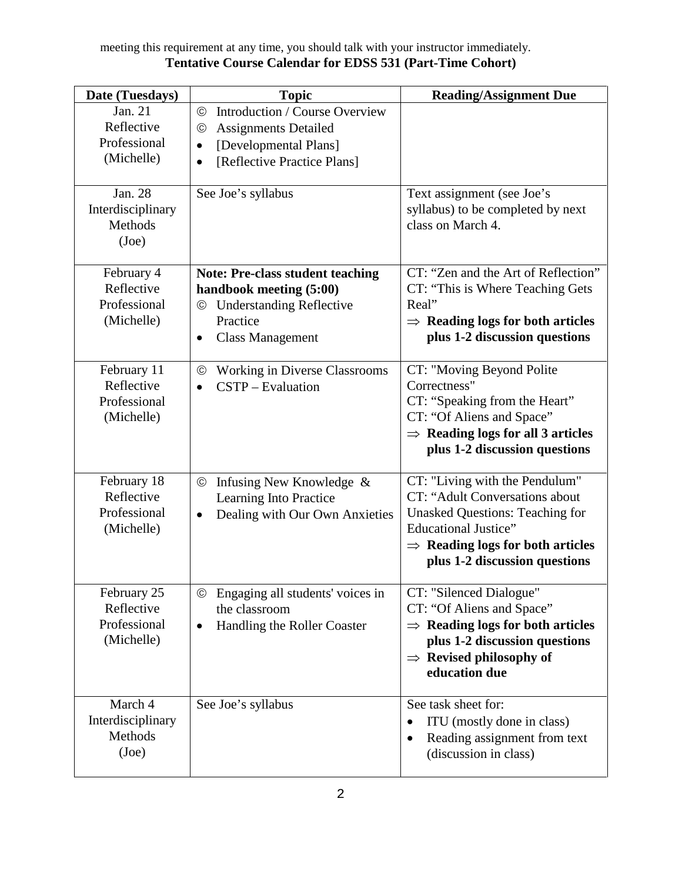meeting this requirement at any time, you should talk with your instructor immediately.

## Tentative Course Calendar for EDSS 531 (Part-Time Cohort)

| Date (Tuesdays) | Topic | Reading/Assignment Due |
|---|---|---|
| Jan. 21<br>Reflective Professional<br>(Michelle) | © Introduction / Course Overview<br>© Assignments Detailed<br>• [Developmental Plans]<br>• [Reflective Practice Plans] | |
| Jan. 28<br>Interdisciplinary Methods<br>(Joe) | See Joe's syllabus | Text assignment (see Joe's syllabus) to be completed by next class on March 4. |
| February 4<br>Reflective Professional<br>(Michelle) | **Note: Pre-class student teaching handbook meeting (5:00)**<br>© Understanding Reflective Practice<br>• Class Management | CT: "Zen and the Art of Reflection"<br>CT: "This is Where Teaching Gets Real"<br>⇒ **Reading logs for both articles plus 1-2 discussion questions** |
| February 11<br>Reflective Professional<br>(Michelle) | © Working in Diverse Classrooms<br>• CSTP – Evaluation | CT: "Moving Beyond Polite Correctness"<br>CT: "Speaking from the Heart"<br>CT: "Of Aliens and Space"<br>⇒ **Reading logs for all 3 articles plus 1-2 discussion questions** |
| February 18<br>Reflective Professional<br>(Michelle) | © Infusing New Knowledge & Learning Into Practice<br>• Dealing with Our Own Anxieties | CT: "Living with the Pendulum"<br>CT: "Adult Conversations about Unasked Questions: Teaching for Educational Justice"<br>⇒ **Reading logs for both articles plus 1-2 discussion questions** |
| February 25<br>Reflective Professional<br>(Michelle) | © Engaging all students' voices in the classroom<br>• Handling the Roller Coaster | CT: "Silenced Dialogue"<br>CT: "Of Aliens and Space"<br>⇒ **Reading logs for both articles plus 1-2 discussion questions**<br>⇒ **Revised philosophy of education due** |
| March 4<br>Interdisciplinary Methods<br>(Joe) | See Joe's syllabus | See task sheet for:<br>• ITU (mostly done in class)<br>• Reading assignment from text (discussion in class) |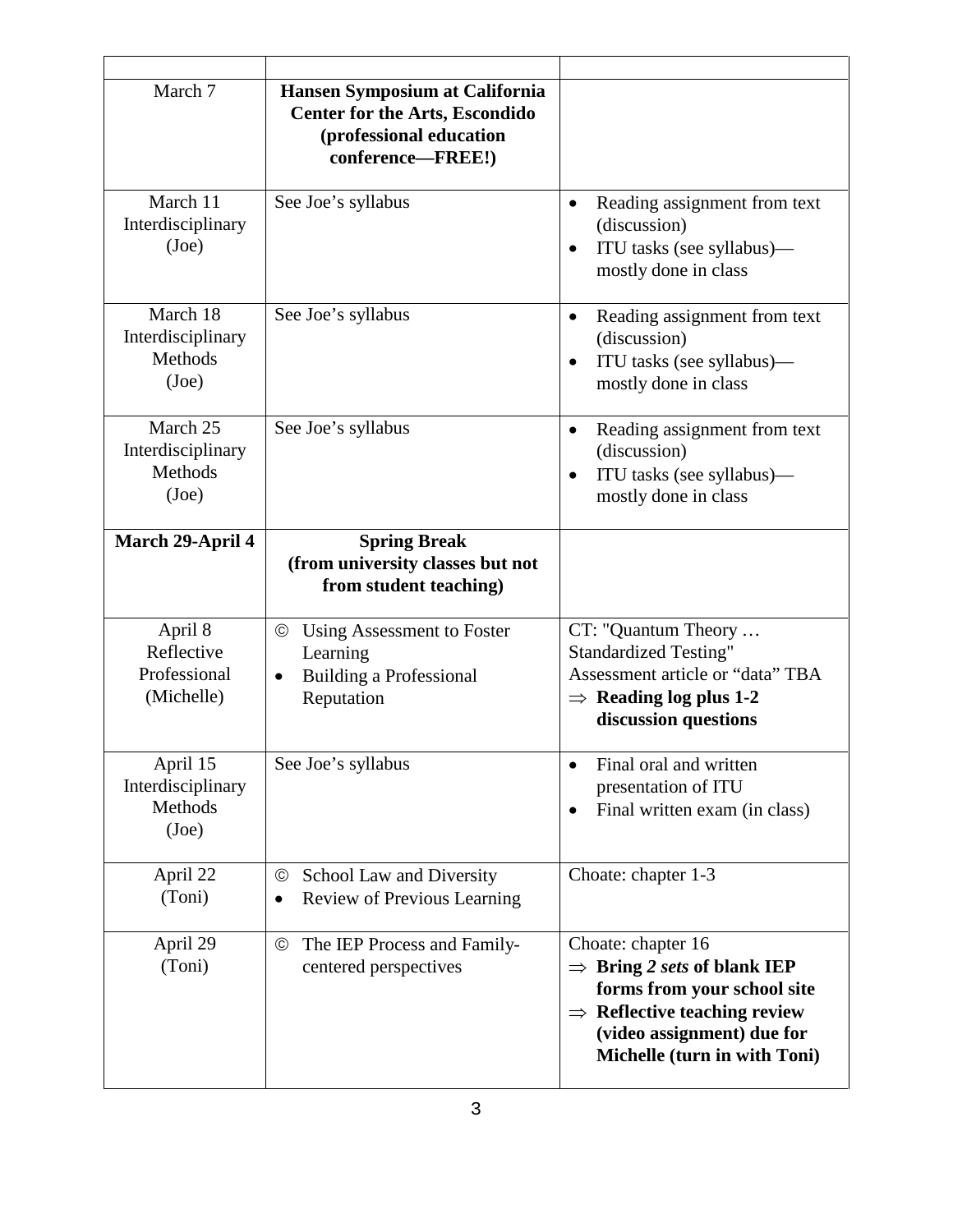| | | |
|---|---|---|
| March 7 | **Hansen Symposium at California Center for the Arts, Escondido (professional education conference—FREE!)** | |
| March 11 Interdisciplinary (Joe) | See Joe's syllabus | • Reading assignment from text (discussion)<br>• ITU tasks (see syllabus)—mostly done in class |
| March 18 Interdisciplinary Methods (Joe) | See Joe's syllabus | • Reading assignment from text (discussion)<br>• ITU tasks (see syllabus)—mostly done in class |
| March 25 Interdisciplinary Methods (Joe) | See Joe's syllabus | • Reading assignment from text (discussion)<br>• ITU tasks (see syllabus)—mostly done in class |
| **March 29-April 4** | **Spring Break (from university classes but not from student teaching)** | |
| April 8 Reflective Professional (Michelle) | © Using Assessment to Foster Learning<br>• Building a Professional Reputation | CT: "Quantum Theory … Standardized Testing"<br>Assessment article or "data" TBA<br>⇒ **Reading log plus 1-2 discussion questions** |
| April 15 Interdisciplinary Methods (Joe) | See Joe's syllabus | • Final oral and written presentation of ITU<br>• Final written exam (in class) |
| April 22 (Toni) | © School Law and Diversity<br>• Review of Previous Learning | Choate: chapter 1-3 |
| April 29 (Toni) | © The IEP Process and Family-centered perspectives | Choate: chapter 16<br>⇒ **Bring *2 sets* of blank IEP forms from your school site**<br>⇒ **Reflective teaching review (video assignment) due for Michelle (turn in with Toni)** |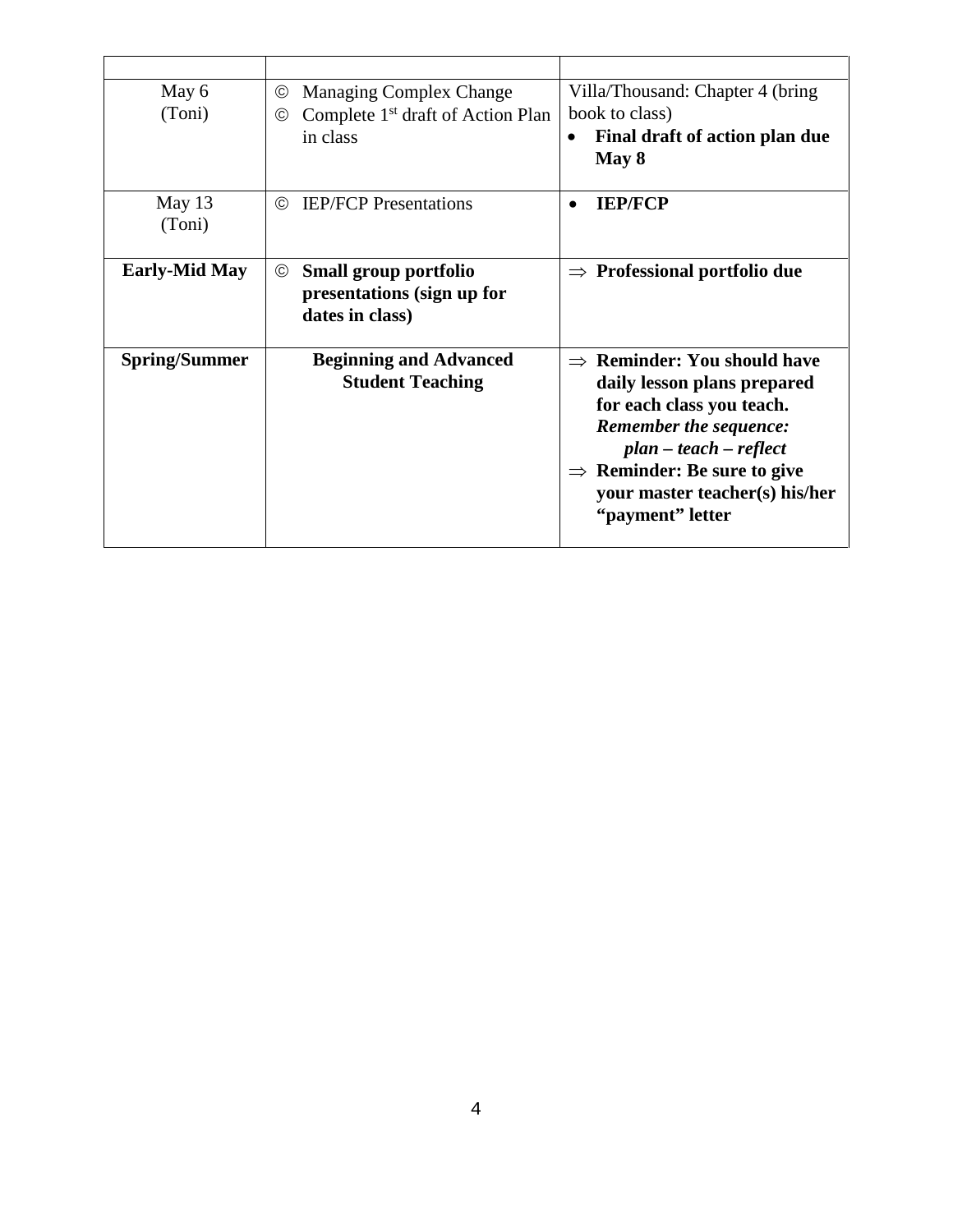| | | |
|---|---|---|
| May 6<br>(Toni) | © Managing Complex Change<br>© Complete 1st draft of Action Plan in class | Villa/Thousand: Chapter 4 (bring book to class)<br>• **Final draft of action plan due May 8** |
| May 13<br>(Toni) | © IEP/FCP Presentations | • **IEP/FCP** |
| **Early-Mid May** | © **Small group portfolio presentations (sign up for dates in class)** | ⇒ **Professional portfolio due** |
| **Spring/Summer** | **Beginning and Advanced Student Teaching** | ⇒ **Reminder: You should have daily lesson plans prepared for each class you teach.** ***Remember the sequence: plan – teach – reflect***<br>⇒ **Reminder: Be sure to give your master teacher(s) his/her "payment" letter** |